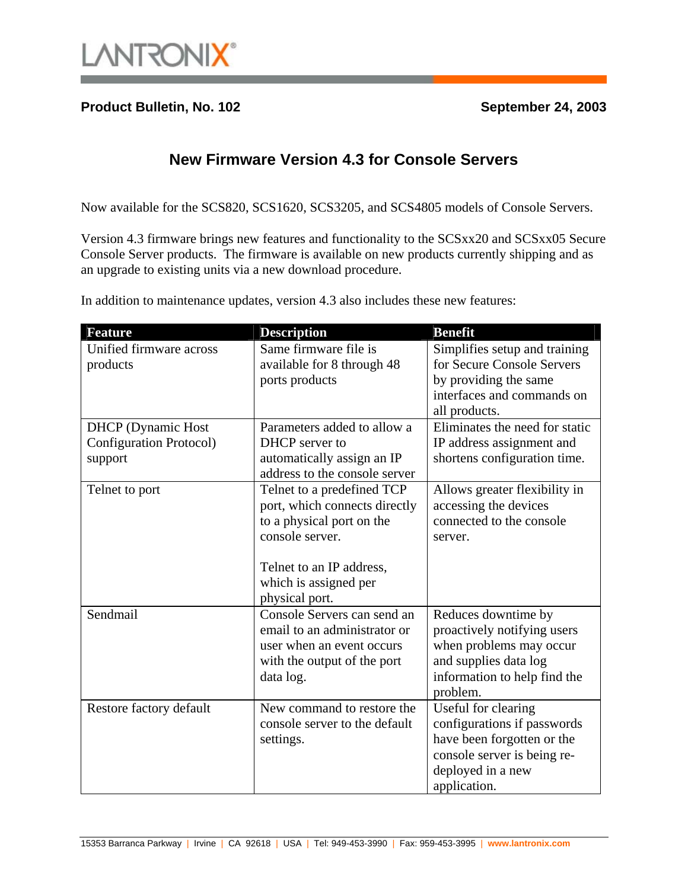**Product Bulletin, No. 102** **September 24, 2003**

# New Firmware Version 4.3 for Console Servers

Now available for the SCS820, SCS1620, SCS3205, and SCS4805 models of Console Servers.

Version 4.3 firmware brings new features and functionality to the SCSxx20 and SCSxx05 Secure Console Server products. The firmware is available on new products currently shipping and as an upgrade to existing units via a new download procedure.

In addition to maintenance updates, version 4.3 also includes these new features:

| Feature | Description | Benefit |
|---|---|---|
| Unified firmware across products | Same firmware file is available for 8 through 48 ports products | Simplifies setup and training for Secure Console Servers by providing the same interfaces and commands on all products. |
| DHCP (Dynamic Host Configuration Protocol) support | Parameters added to allow a DHCP server to automatically assign an IP address to the console server | Eliminates the need for static IP address assignment and shortens configuration time. |
| Telnet to port | Telnet to a predefined TCP port, which connects directly to a physical port on the console server.<br><br>Telnet to an IP address, which is assigned per physical port. | Allows greater flexibility in accessing the devices connected to the console server. |
| Sendmail | Console Servers can send an email to an administrator or user when an event occurs with the output of the port data log. | Reduces downtime by proactively notifying users when problems may occur and supplies data log information to help find the problem. |
| Restore factory default | New command to restore the console server to the default settings. | Useful for clearing configurations if passwords have been forgotten or the console server is being re-deployed in a new application. |

15353 Barranca Parkway | Irvine | CA 92618 | USA | Tel: 949-453-3990 | Fax: 959-453-3995 | www.lantronix.com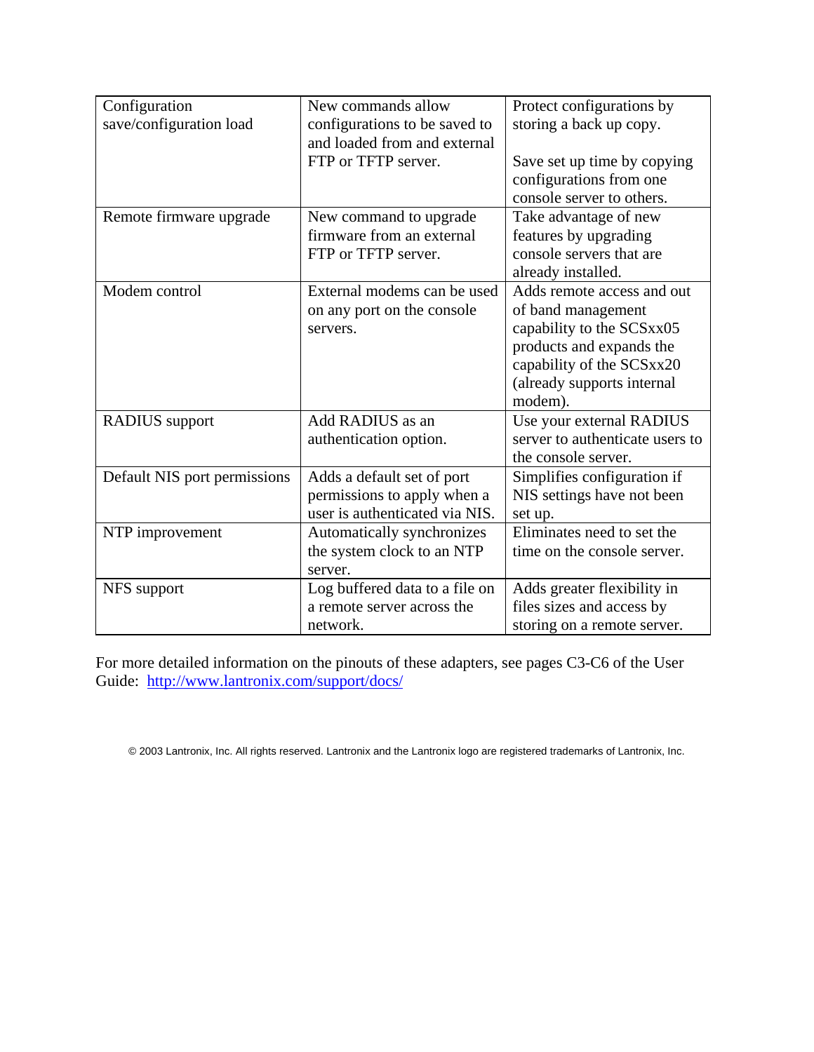| | | |
|---|---|---|
| Configuration save/configuration load | New commands allow configurations to be saved to and loaded from and external FTP or TFTP server. | Protect configurations by storing a back up copy.<br><br>Save set up time by copying configurations from one console server to others. |
| Remote firmware upgrade | New command to upgrade firmware from an external FTP or TFTP server. | Take advantage of new features by upgrading console servers that are already installed. |
| Modem control | External modems can be used on any port on the console servers. | Adds remote access and out of band management capability to the SCSxx05 products and expands the capability of the SCSxx20 (already supports internal modem). |
| RADIUS support | Add RADIUS as an authentication option. | Use your external RADIUS server to authenticate users to the console server. |
| Default NIS port permissions | Adds a default set of port permissions to apply when a user is authenticated via NIS. | Simplifies configuration if NIS settings have not been set up. |
| NTP improvement | Automatically synchronizes the system clock to an NTP server. | Eliminates need to set the time on the console server. |
| NFS support | Log buffered data to a file on a remote server across the network. | Adds greater flexibility in files sizes and access by storing on a remote server. |

For more detailed information on the pinouts of these adapters, see pages C3-C6 of the User Guide: http://www.lantronix.com/support/docs/

© 2003 Lantronix, Inc. All rights reserved. Lantronix and the Lantronix logo are registered trademarks of Lantronix, Inc.